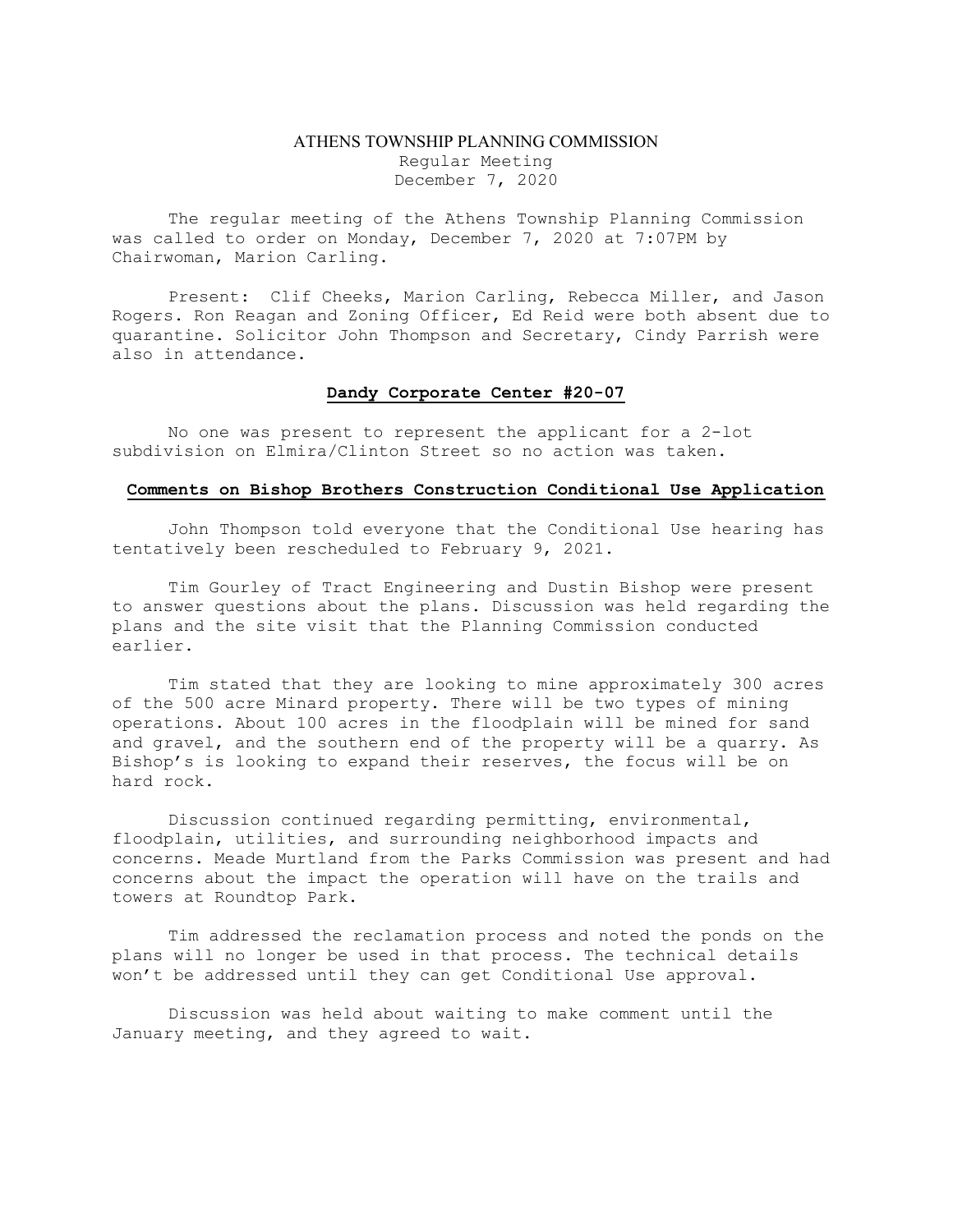# ATHENS TOWNSHIP PLANNING COMMISSION

Regular Meeting
December 7, 2020

The regular meeting of the Athens Township Planning Commission was called to order on Monday, December 7, 2020 at 7:07PM by Chairwoman, Marion Carling.

Present: Clif Cheeks, Marion Carling, Rebecca Miller, and Jason Rogers. Ron Reagan and Zoning Officer, Ed Reid were both absent due to quarantine. Solicitor John Thompson and Secretary, Cindy Parrish were also in attendance.

## Dandy Corporate Center #20-07

No one was present to represent the applicant for a 2-lot subdivision on Elmira/Clinton Street so no action was taken.

## Comments on Bishop Brothers Construction Conditional Use Application

John Thompson told everyone that the Conditional Use hearing has tentatively been rescheduled to February 9, 2021.

Tim Gourley of Tract Engineering and Dustin Bishop were present to answer questions about the plans. Discussion was held regarding the plans and the site visit that the Planning Commission conducted earlier.

Tim stated that they are looking to mine approximately 300 acres of the 500 acre Minard property. There will be two types of mining operations. About 100 acres in the floodplain will be mined for sand and gravel, and the southern end of the property will be a quarry. As Bishop's is looking to expand their reserves, the focus will be on hard rock.

Discussion continued regarding permitting, environmental, floodplain, utilities, and surrounding neighborhood impacts and concerns. Meade Murtland from the Parks Commission was present and had concerns about the impact the operation will have on the trails and towers at Roundtop Park.

Tim addressed the reclamation process and noted the ponds on the plans will no longer be used in that process. The technical details won't be addressed until they can get Conditional Use approval.

Discussion was held about waiting to make comment until the January meeting, and they agreed to wait.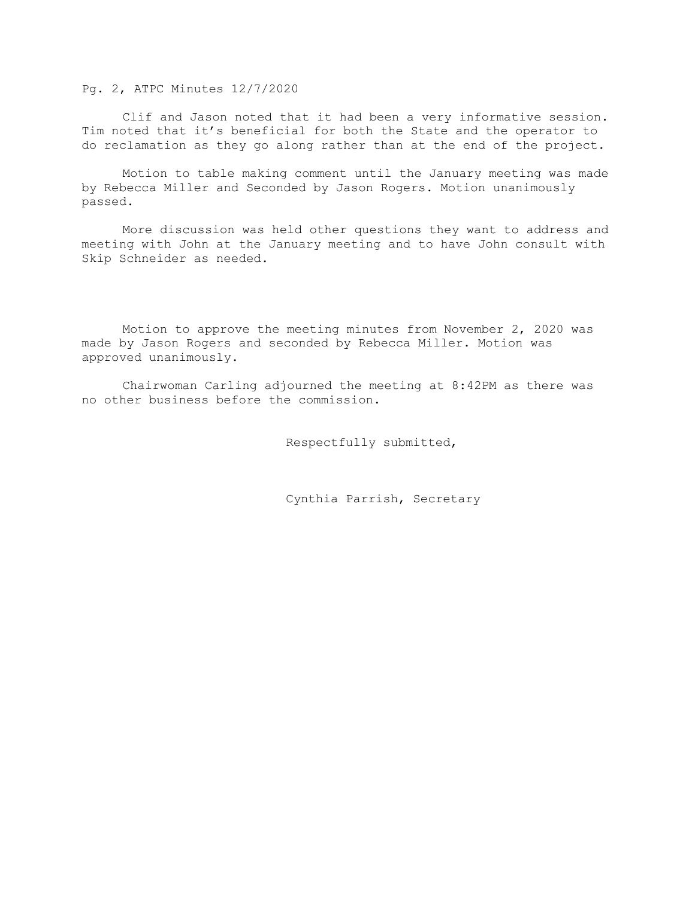Clif and Jason noted that it had been a very informative session. Tim noted that it's beneficial for both the State and the operator to do reclamation as they go along rather than at the end of the project.

Motion to table making comment until the January meeting was made by Rebecca Miller and Seconded by Jason Rogers. Motion unanimously passed.

More discussion was held other questions they want to address and meeting with John at the January meeting and to have John consult with Skip Schneider as needed.

Motion to approve the meeting minutes from November 2, 2020 was made by Jason Rogers and seconded by Rebecca Miller. Motion was approved unanimously.

Chairwoman Carling adjourned the meeting at 8:42PM as there was no other business before the commission.

Respectfully submitted,

Cynthia Parrish, Secretary